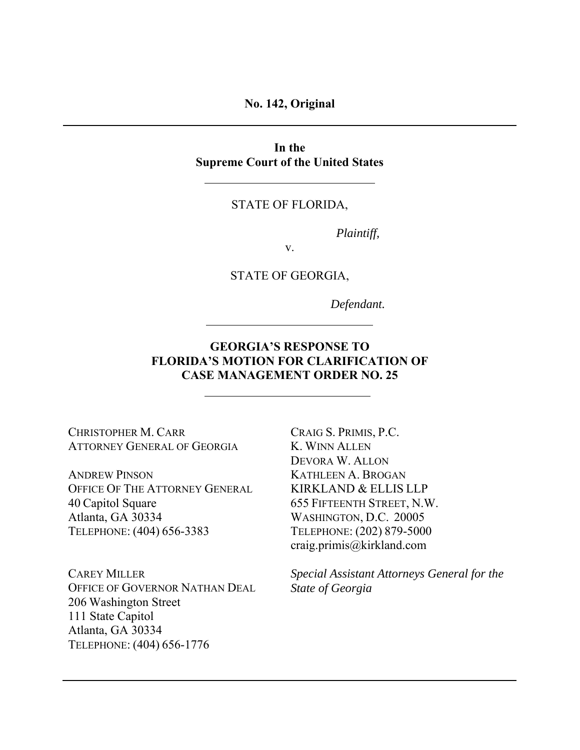**No. 142, Original**

---

**In the**
**Supreme Court of the United States**

---

STATE OF FLORIDA,

*Plaintiff,*

v.

STATE OF GEORGIA,

*Defendant.*

---

# GEORGIA'S RESPONSE TO FLORIDA'S MOTION FOR CLARIFICATION OF CASE MANAGEMENT ORDER NO. 25

---

CHRISTOPHER M. CARR
ATTORNEY GENERAL OF GEORGIA

ANDREW PINSON
OFFICE OF THE ATTORNEY GENERAL
40 Capitol Square
Atlanta, GA 30334
TELEPHONE: (404) 656-3383

CAREY MILLER
OFFICE OF GOVERNOR NATHAN DEAL
206 Washington Street
111 State Capitol
Atlanta, GA 30334
TELEPHONE: (404) 656-1776

CRAIG S. PRIMIS, P.C.
K. WINN ALLEN
DEVORA W. ALLON
KATHLEEN A. BROGAN
KIRKLAND & ELLIS LLP
655 FIFTEENTH STREET, N.W.
WASHINGTON, D.C. 20005
TELEPHONE: (202) 879-5000
craig.primis@kirkland.com

*Special Assistant Attorneys General for the State of Georgia*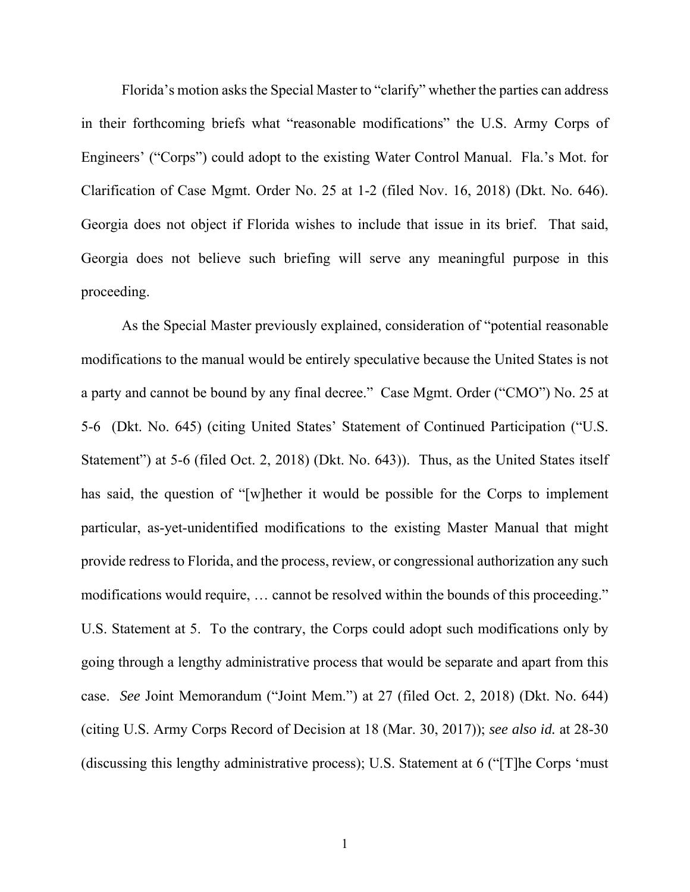Florida's motion asks the Special Master to "clarify" whether the parties can address in their forthcoming briefs what "reasonable modifications" the U.S. Army Corps of Engineers' ("Corps") could adopt to the existing Water Control Manual. Fla.'s Mot. for Clarification of Case Mgmt. Order No. 25 at 1-2 (filed Nov. 16, 2018) (Dkt. No. 646). Georgia does not object if Florida wishes to include that issue in its brief. That said, Georgia does not believe such briefing will serve any meaningful purpose in this proceeding.

As the Special Master previously explained, consideration of "potential reasonable modifications to the manual would be entirely speculative because the United States is not a party and cannot be bound by any final decree." Case Mgmt. Order ("CMO") No. 25 at 5-6 (Dkt. No. 645) (citing United States' Statement of Continued Participation ("U.S. Statement") at 5-6 (filed Oct. 2, 2018) (Dkt. No. 643)). Thus, as the United States itself has said, the question of "[w]hether it would be possible for the Corps to implement particular, as-yet-unidentified modifications to the existing Master Manual that might provide redress to Florida, and the process, review, or congressional authorization any such modifications would require, … cannot be resolved within the bounds of this proceeding." U.S. Statement at 5. To the contrary, the Corps could adopt such modifications only by going through a lengthy administrative process that would be separate and apart from this case. *See* Joint Memorandum ("Joint Mem.") at 27 (filed Oct. 2, 2018) (Dkt. No. 644) (citing U.S. Army Corps Record of Decision at 18 (Mar. 30, 2017)); *see also id.* at 28-30 (discussing this lengthy administrative process); U.S. Statement at 6 ("[T]he Corps 'must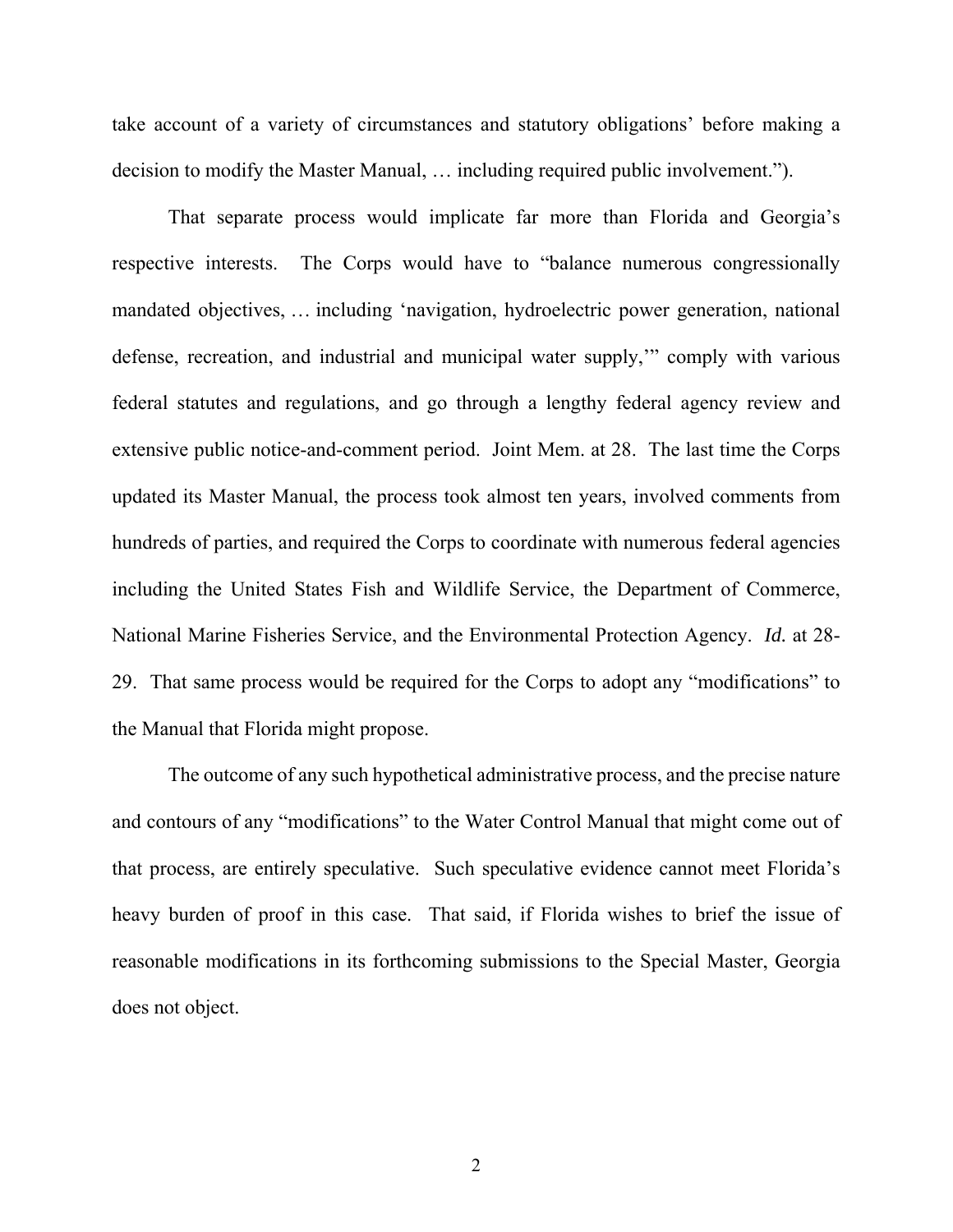take account of a variety of circumstances and statutory obligations' before making a decision to modify the Master Manual, … including required public involvement.").

That separate process would implicate far more than Florida and Georgia's respective interests. The Corps would have to "balance numerous congressionally mandated objectives, … including 'navigation, hydroelectric power generation, national defense, recreation, and industrial and municipal water supply,'" comply with various federal statutes and regulations, and go through a lengthy federal agency review and extensive public notice-and-comment period. Joint Mem. at 28. The last time the Corps updated its Master Manual, the process took almost ten years, involved comments from hundreds of parties, and required the Corps to coordinate with numerous federal agencies including the United States Fish and Wildlife Service, the Department of Commerce, National Marine Fisheries Service, and the Environmental Protection Agency. *Id.* at 28-29. That same process would be required for the Corps to adopt any "modifications" to the Manual that Florida might propose.

The outcome of any such hypothetical administrative process, and the precise nature and contours of any "modifications" to the Water Control Manual that might come out of that process, are entirely speculative. Such speculative evidence cannot meet Florida's heavy burden of proof in this case. That said, if Florida wishes to brief the issue of reasonable modifications in its forthcoming submissions to the Special Master, Georgia does not object.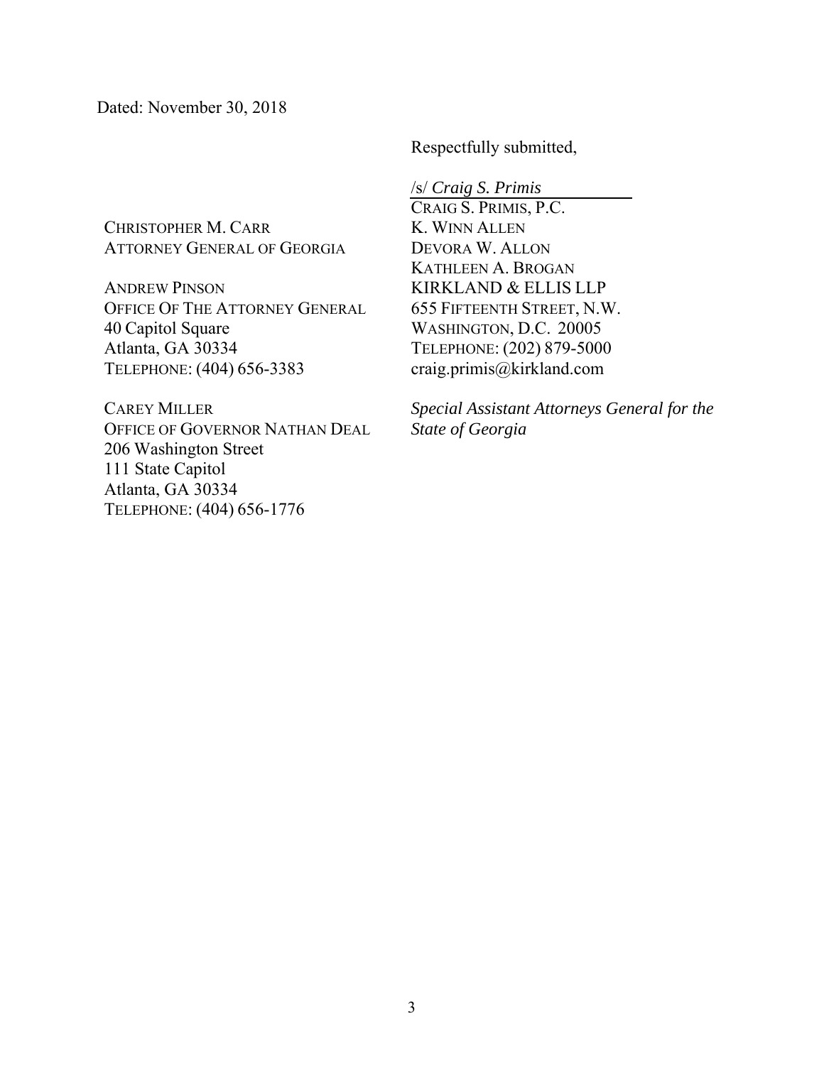Dated: November 30, 2018

Respectfully submitted,

/s/ *Craig S. Primis*
CRAIG S. PRIMIS, P.C.
K. WINN ALLEN
DEVORA W. ALLON
KATHLEEN A. BROGAN
KIRKLAND & ELLIS LLP
655 FIFTEENTH STREET, N.W.
WASHINGTON, D.C. 20005
TELEPHONE: (202) 879-5000
craig.primis@kirkland.com

*Special Assistant Attorneys General for the State of Georgia*

CHRISTOPHER M. CARR
ATTORNEY GENERAL OF GEORGIA

ANDREW PINSON
OFFICE OF THE ATTORNEY GENERAL
40 Capitol Square
Atlanta, GA 30334
TELEPHONE: (404) 656-3383

CAREY MILLER
OFFICE OF GOVERNOR NATHAN DEAL
206 Washington Street
111 State Capitol
Atlanta, GA 30334
TELEPHONE: (404) 656-1776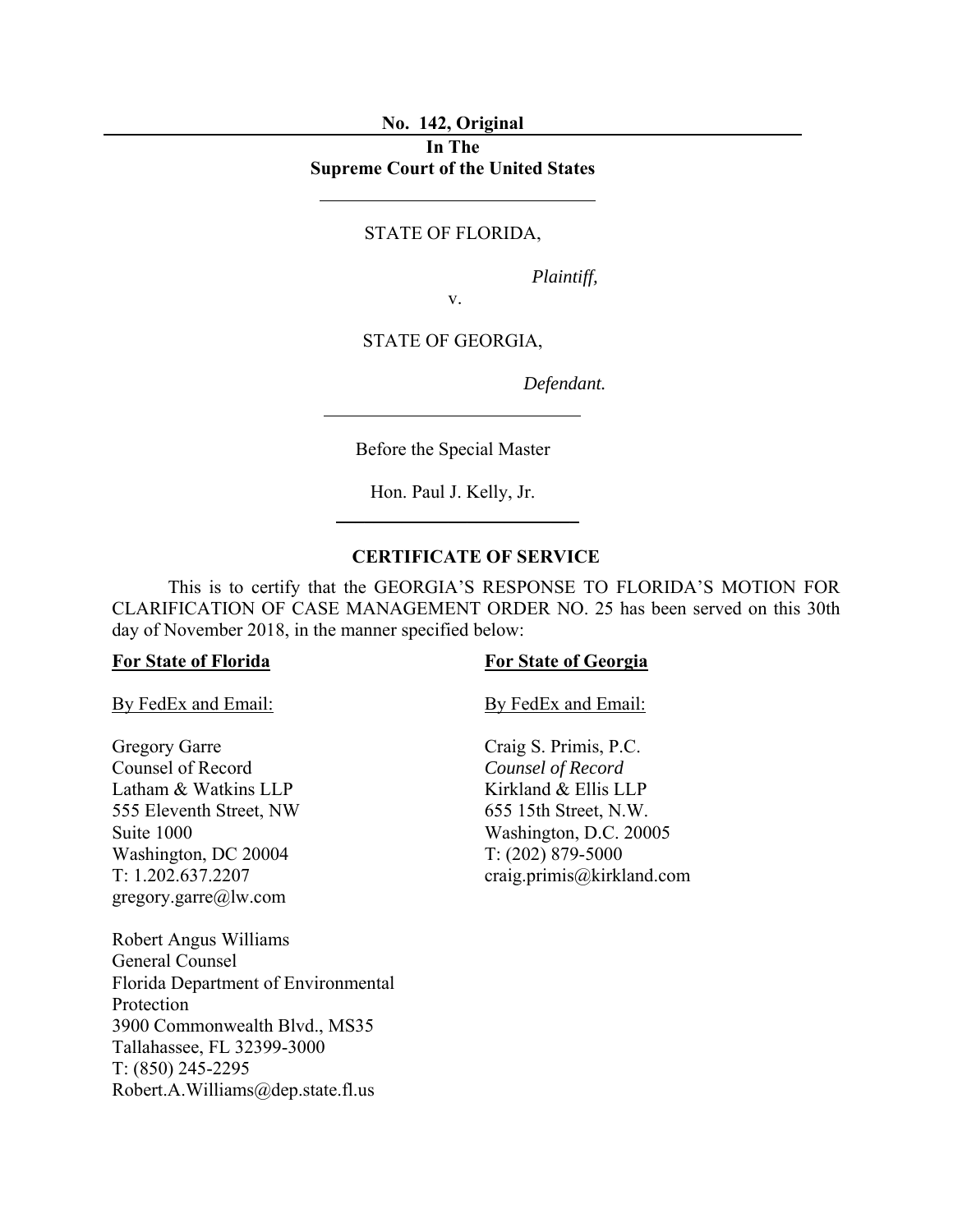**No. 142, Original**

**In The**
**Supreme Court of the United States**

---

STATE OF FLORIDA,

*Plaintiff,*

v.

STATE OF GEORGIA,

*Defendant.*

---

Before the Special Master

Hon. Paul J. Kelly, Jr.

---

**CERTIFICATE OF SERVICE**

This is to certify that the GEORGIA'S RESPONSE TO FLORIDA'S MOTION FOR CLARIFICATION OF CASE MANAGEMENT ORDER NO. 25 has been served on this 30th day of November 2018, in the manner specified below:

**For State of Florida**

By FedEx and Email:

Gregory Garre
Counsel of Record
Latham & Watkins LLP
555 Eleventh Street, NW
Suite 1000
Washington, DC 20004
T: 1.202.637.2207
gregory.garre@lw.com

Robert Angus Williams
General Counsel
Florida Department of Environmental Protection
3900 Commonwealth Blvd., MS35
Tallahassee, FL 32399-3000
T: (850) 245-2295
Robert.A.Williams@dep.state.fl.us

**For State of Georgia**

By FedEx and Email:

Craig S. Primis, P.C.
*Counsel of Record*
Kirkland & Ellis LLP
655 15th Street, N.W.
Washington, D.C. 20005
T: (202) 879-5000
craig.primis@kirkland.com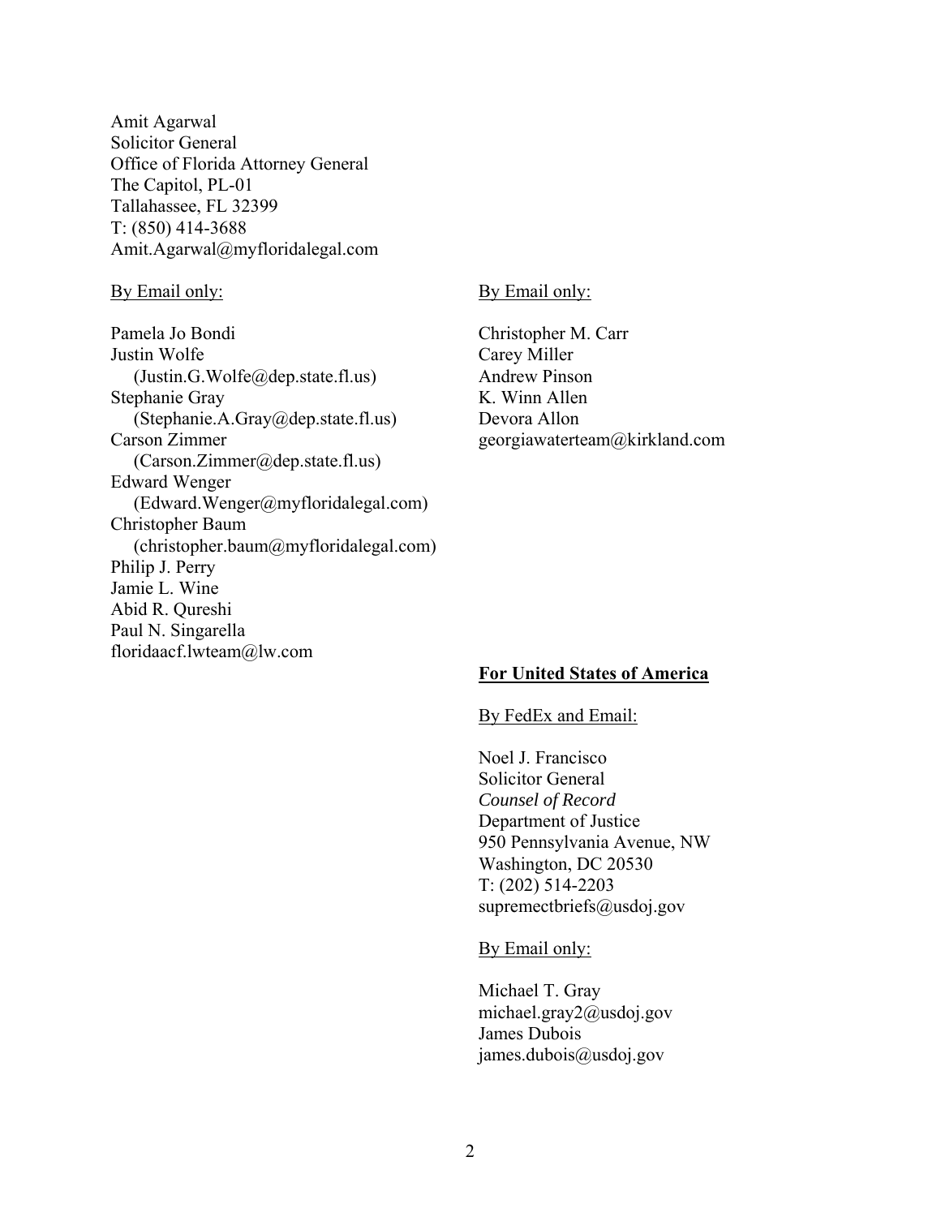Amit Agarwal
Solicitor General
Office of Florida Attorney General
The Capitol, PL-01
Tallahassee, FL 32399
T: (850) 414-3688
Amit.Agarwal@myfloridalegal.com

By Email only:

Pamela Jo Bondi
Justin Wolfe
(Justin.G.Wolfe@dep.state.fl.us)
Stephanie Gray
(Stephanie.A.Gray@dep.state.fl.us)
Carson Zimmer
(Carson.Zimmer@dep.state.fl.us)
Edward Wenger
(Edward.Wenger@myfloridalegal.com)
Christopher Baum
(christopher.baum@myfloridalegal.com)
Philip J. Perry
Jamie L. Wine
Abid R. Qureshi
Paul N. Singarella
floridaacf.lwteam@lw.com

By Email only:

Christopher M. Carr
Carey Miller
Andrew Pinson
K. Winn Allen
Devora Allon
georgiawaterteam@kirkland.com

**For United States of America**

By FedEx and Email:

Noel J. Francisco
Solicitor General
*Counsel of Record*
Department of Justice
950 Pennsylvania Avenue, NW
Washington, DC 20530
T: (202) 514-2203
supremectbriefs@usdoj.gov

By Email only:

Michael T. Gray
michael.gray2@usdoj.gov
James Dubois
james.dubois@usdoj.gov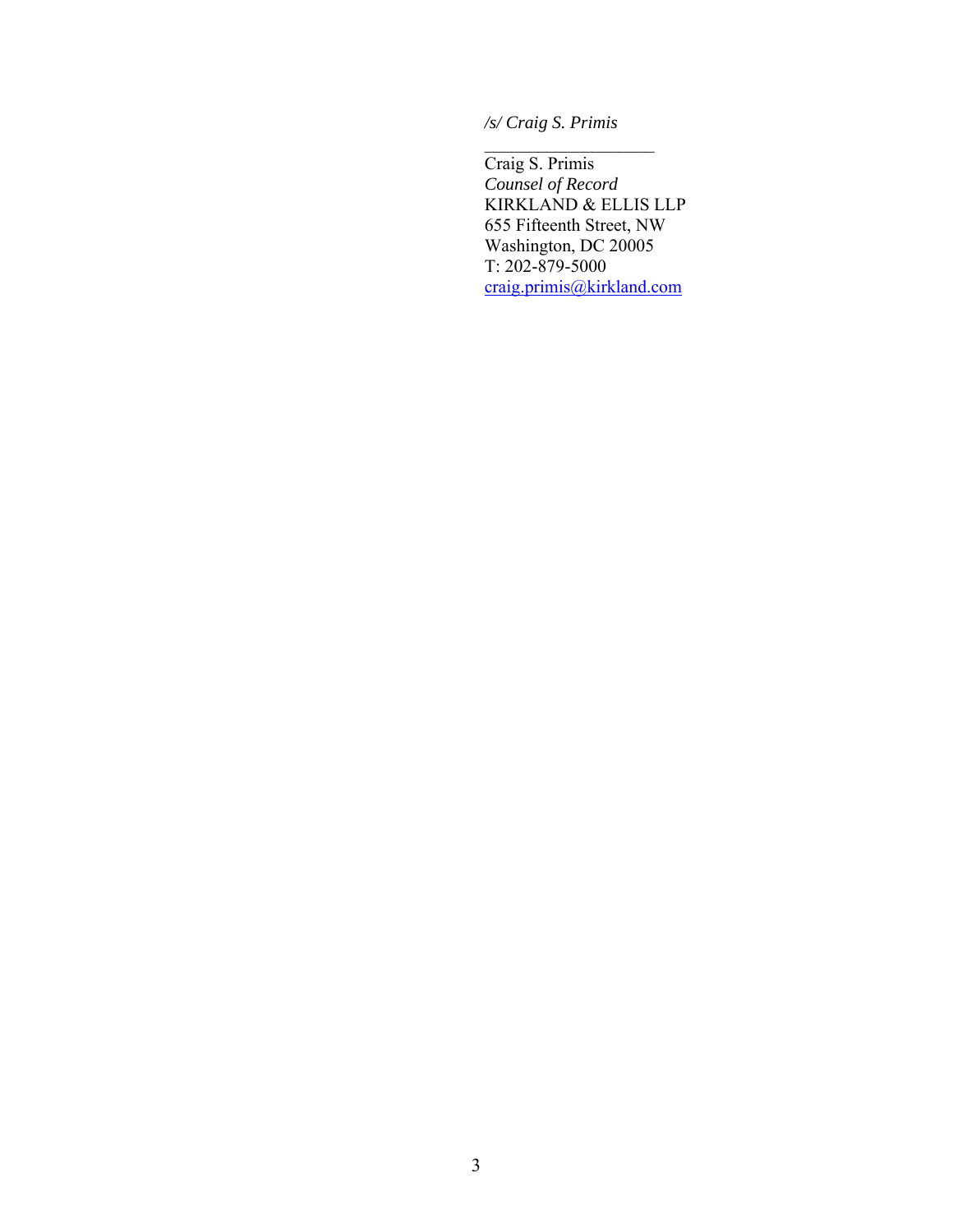*/s/ Craig S. Primis*

___________________

Craig S. Primis
*Counsel of Record*
KIRKLAND & ELLIS LLP
655 Fifteenth Street, NW
Washington, DC 20005
T: 202-879-5000
craig.primis@kirkland.com